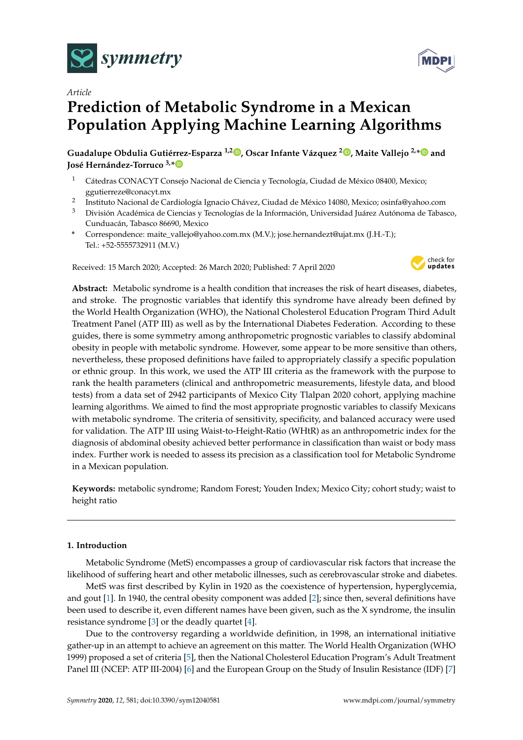*Article*

# Prediction of Metabolic Syndrome in a Mexican Population Applying Machine Learning Algorithms

**Guadalupe Obdulia Gutiérrez-Esparza [1,2], Oscar Infante Vázquez [2], Maite Vallejo [2,*] and José Hernández-Torruco [3,*]**

1 Cátedras CONACYT Consejo Nacional de Ciencia y Tecnología, Ciudad de México 08400, Mexico; ggutierreze@conacyt.mx

2 Instituto Nacional de Cardiología Ignacio Chávez, Ciudad de México 14080, Mexico; osinfa@yahoo.com

3 División Académica de Ciencias y Tecnologías de la Información, Universidad Juárez Autónoma de Tabasco, Cunduacán, Tabasco 86690, Mexico

\* Correspondence: maite_vallejo@yahoo.com.mx (M.V.); jose.hernandezt@ujat.mx (J.H.-T.); Tel.: +52-5555732911 (M.V.)

Received: 15 March 2020; Accepted: 26 March 2020; Published: 7 April 2020

**Abstract:** Metabolic syndrome is a health condition that increases the risk of heart diseases, diabetes, and stroke. The prognostic variables that identify this syndrome have already been defined by the World Health Organization (WHO), the National Cholesterol Education Program Third Adult Treatment Panel (ATP III) as well as by the International Diabetes Federation. According to these guides, there is some symmetry among anthropometric prognostic variables to classify abdominal obesity in people with metabolic syndrome. However, some appear to be more sensitive than others, nevertheless, these proposed definitions have failed to appropriately classify a specific population or ethnic group. In this work, we used the ATP III criteria as the framework with the purpose to rank the health parameters (clinical and anthropometric measurements, lifestyle data, and blood tests) from a data set of 2942 participants of Mexico City Tlalpan 2020 cohort, applying machine learning algorithms. We aimed to find the most appropriate prognostic variables to classify Mexicans with metabolic syndrome. The criteria of sensitivity, specificity, and balanced accuracy were used for validation. The ATP III using Waist-to-Height-Ratio (WHtR) as an anthropometric index for the diagnosis of abdominal obesity achieved better performance in classification than waist or body mass index. Further work is needed to assess its precision as a classification tool for Metabolic Syndrome in a Mexican population.

**Keywords:** metabolic syndrome; Random Forest; Youden Index; Mexico City; cohort study; waist to height ratio

## 1. Introduction

Metabolic Syndrome (MetS) encompasses a group of cardiovascular risk factors that increase the likelihood of suffering heart and other metabolic illnesses, such as cerebrovascular stroke and diabetes.

MetS was first described by Kylin in 1920 as the coexistence of hypertension, hyperglycemia, and gout [1]. In 1940, the central obesity component was added [2]; since then, several definitions have been used to describe it, even different names have been given, such as the X syndrome, the insulin resistance syndrome [3] or the deadly quartet [4].

Due to the controversy regarding a worldwide definition, in 1998, an international initiative gather-up in an attempt to achieve an agreement on this matter. The World Health Organization (WHO 1999) proposed a set of criteria [5], then the National Cholesterol Education Program's Adult Treatment Panel III (NCEP: ATP III-2004) [6] and the European Group on the Study of Insulin Resistance (IDF) [7]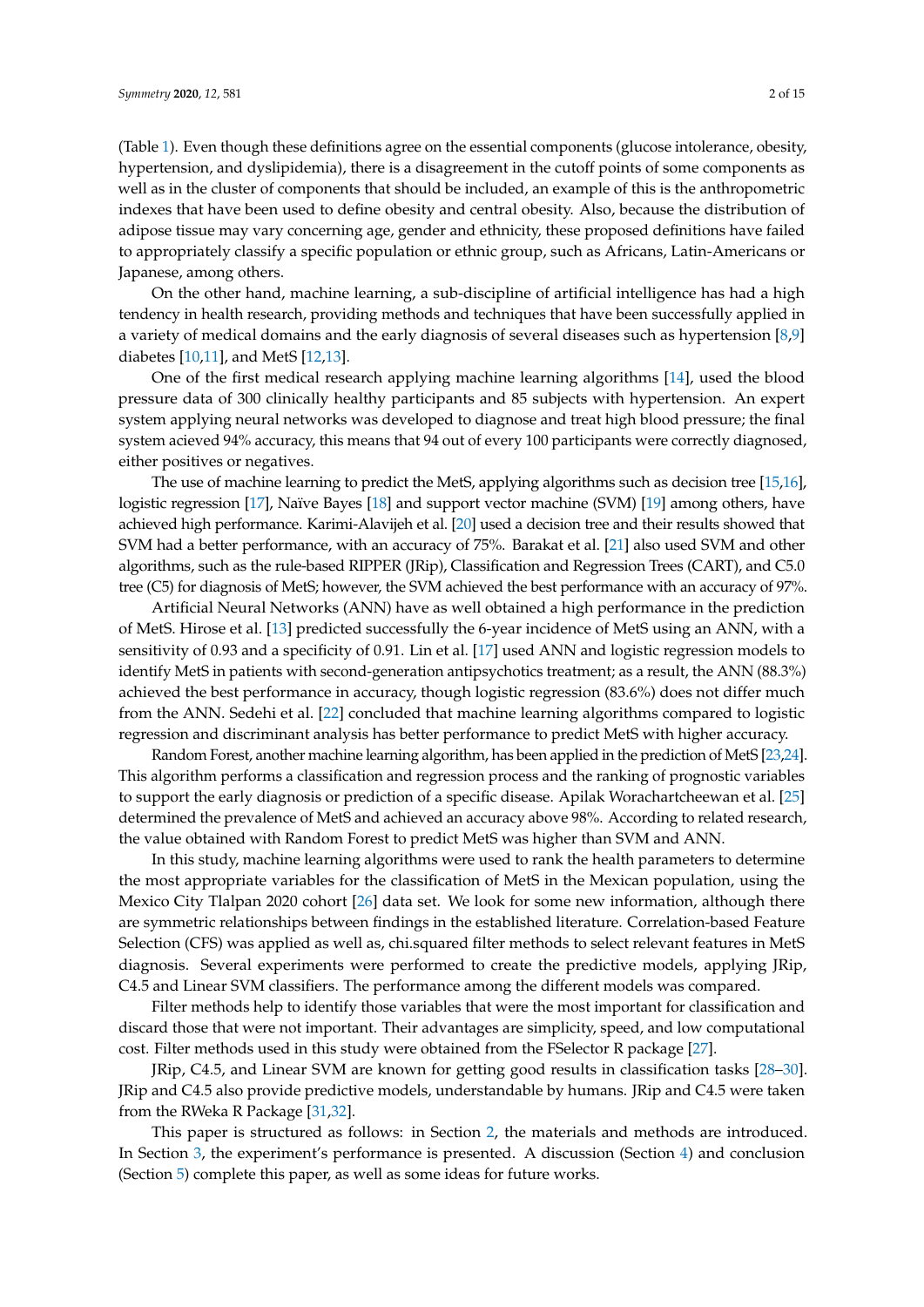(Table 1). Even though these definitions agree on the essential components (glucose intolerance, obesity, hypertension, and dyslipidemia), there is a disagreement in the cutoff points of some components as well as in the cluster of components that should be included, an example of this is the anthropometric indexes that have been used to define obesity and central obesity. Also, because the distribution of adipose tissue may vary concerning age, gender and ethnicity, these proposed definitions have failed to appropriately classify a specific population or ethnic group, such as Africans, Latin-Americans or Japanese, among others.

On the other hand, machine learning, a sub-discipline of artificial intelligence has had a high tendency in health research, providing methods and techniques that have been successfully applied in a variety of medical domains and the early diagnosis of several diseases such as hypertension [8,9] diabetes [10,11], and MetS [12,13].

One of the first medical research applying machine learning algorithms [14], used the blood pressure data of 300 clinically healthy participants and 85 subjects with hypertension. An expert system applying neural networks was developed to diagnose and treat high blood pressure; the final system acieved 94% accuracy, this means that 94 out of every 100 participants were correctly diagnosed, either positives or negatives.

The use of machine learning to predict the MetS, applying algorithms such as decision tree [15,16], logistic regression [17], Naïve Bayes [18] and support vector machine (SVM) [19] among others, have achieved high performance. Karimi-Alavijeh et al. [20] used a decision tree and their results showed that SVM had a better performance, with an accuracy of 75%. Barakat et al. [21] also used SVM and other algorithms, such as the rule-based RIPPER (JRip), Classification and Regression Trees (CART), and C5.0 tree (C5) for diagnosis of MetS; however, the SVM achieved the best performance with an accuracy of 97%.

Artificial Neural Networks (ANN) have as well obtained a high performance in the prediction of MetS. Hirose et al. [13] predicted successfully the 6-year incidence of MetS using an ANN, with a sensitivity of 0.93 and a specificity of 0.91. Lin et al. [17] used ANN and logistic regression models to identify MetS in patients with second-generation antipsychotics treatment; as a result, the ANN (88.3%) achieved the best performance in accuracy, though logistic regression (83.6%) does not differ much from the ANN. Sedehi et al. [22] concluded that machine learning algorithms compared to logistic regression and discriminant analysis has better performance to predict MetS with higher accuracy.

Random Forest, another machine learning algorithm, has been applied in the prediction of MetS [23,24]. This algorithm performs a classification and regression process and the ranking of prognostic variables to support the early diagnosis or prediction of a specific disease. Apilak Worachartcheewan et al. [25] determined the prevalence of MetS and achieved an accuracy above 98%. According to related research, the value obtained with Random Forest to predict MetS was higher than SVM and ANN.

In this study, machine learning algorithms were used to rank the health parameters to determine the most appropriate variables for the classification of MetS in the Mexican population, using the Mexico City Tlalpan 2020 cohort [26] data set. We look for some new information, although there are symmetric relationships between findings in the established literature. Correlation-based Feature Selection (CFS) was applied as well as, chi.squared filter methods to select relevant features in MetS diagnosis. Several experiments were performed to create the predictive models, applying JRip, C4.5 and Linear SVM classifiers. The performance among the different models was compared.

Filter methods help to identify those variables that were the most important for classification and discard those that were not important. Their advantages are simplicity, speed, and low computational cost. Filter methods used in this study were obtained from the FSelector R package [27].

JRip, C4.5, and Linear SVM are known for getting good results in classification tasks [28–30]. JRip and C4.5 also provide predictive models, understandable by humans. JRip and C4.5 were taken from the RWeka R Package [31,32].

This paper is structured as follows: in Section 2, the materials and methods are introduced. In Section 3, the experiment's performance is presented. A discussion (Section 4) and conclusion (Section 5) complete this paper, as well as some ideas for future works.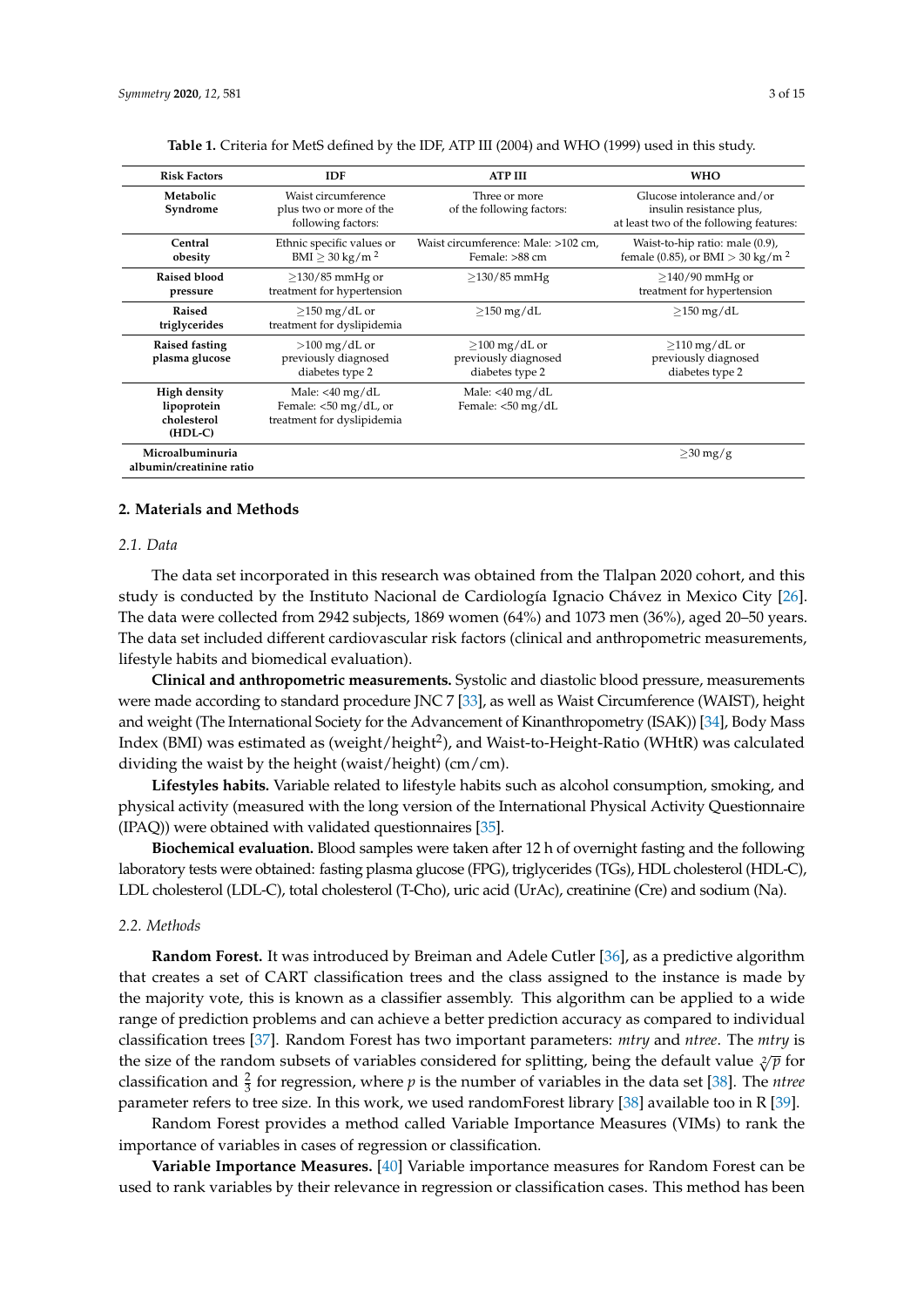**Table 1.** Criteria for MetS defined by the IDF, ATP III (2004) and WHO (1999) used in this study.

| Risk Factors | IDF | ATP III | WHO |
|---|---|---|---|
| **Metabolic Syndrome** | Waist circumference plus two or more of the following factors: | Three or more of the following factors: | Glucose intolerance and/or insulin resistance plus, at least two of the following features: |
| **Central obesity** | Ethnic specific values or BMI $\geq$ 30 kg/m $^2$ | Waist circumference: Male: >102 cm, Female: >88 cm | Waist-to-hip ratio: male (0.9), female (0.85), or BMI > 30 kg/m $^2$ |
| **Raised blood pressure** | $\geq$130/85 mmHg or treatment for hypertension | $\geq$130/85 mmHg | $\geq$140/90 mmHg or treatment for hypertension |
| **Raised triglycerides** | $\geq$150 mg/dL or treatment for dyslipidemia | $\geq$150 mg/dL | $\geq$150 mg/dL |
| **Raised fasting plasma glucose** | >100 mg/dL or previously diagnosed diabetes type 2 | $\geq$100 mg/dL or previously diagnosed diabetes type 2 | $\geq$110 mg/dL or previously diagnosed diabetes type 2 |
| **High density lipoprotein cholesterol (HDL-C)** | Male: <40 mg/dL Female: <50 mg/dL, or treatment for dyslipidemia | Male: <40 mg/dL Female: <50 mg/dL | |
| **Microalbuminuria albumin/creatinine ratio** | | | $\geq$30 mg/g |

## 2. Materials and Methods

### *2.1. Data*

The data set incorporated in this research was obtained from the Tlalpan 2020 cohort, and this study is conducted by the Instituto Nacional de Cardiología Ignacio Chávez in Mexico City [26]. The data were collected from 2942 subjects, 1869 women (64%) and 1073 men (36%), aged 20–50 years. The data set included different cardiovascular risk factors (clinical and anthropometric measurements, lifestyle habits and biomedical evaluation).

**Clinical and anthropometric measurements.** Systolic and diastolic blood pressure, measurements were made according to standard procedure JNC 7 [33], as well as Waist Circumference (WAIST), height and weight (The International Society for the Advancement of Kinanthropometry (ISAK)) [34], Body Mass Index (BMI) was estimated as (weight/height$^2$), and Waist-to-Height-Ratio (WHtR) was calculated dividing the waist by the height (waist/height) (cm/cm).

**Lifestyles habits.** Variable related to lifestyle habits such as alcohol consumption, smoking, and physical activity (measured with the long version of the International Physical Activity Questionnaire (IPAQ)) were obtained with validated questionnaires [35].

**Biochemical evaluation.** Blood samples were taken after 12 h of overnight fasting and the following laboratory tests were obtained: fasting plasma glucose (FPG), triglycerides (TGs), HDL cholesterol (HDL-C), LDL cholesterol (LDL-C), total cholesterol (T-Cho), uric acid (UrAc), creatinine (Cre) and sodium (Na).

### *2.2. Methods*

**Random Forest.** It was introduced by Breiman and Adele Cutler [36], as a predictive algorithm that creates a set of CART classification trees and the class assigned to the instance is made by the majority vote, this is known as a classifier assembly. This algorithm can be applied to a wide range of prediction problems and can achieve a better prediction accuracy as compared to individual classification trees [37]. Random Forest has two important parameters: *mtry* and *ntree*. The *mtry* is the size of the random subsets of variables considered for splitting, being the default value $\sqrt[2]{p}$ for classification and $\frac{2}{3}$ for regression, where $p$ is the number of variables in the data set [38]. The *ntree* parameter refers to tree size. In this work, we used randomForest library [38] available too in R [39].

Random Forest provides a method called Variable Importance Measures (VIMs) to rank the importance of variables in cases of regression or classification.

**Variable Importance Measures.** [40] Variable importance measures for Random Forest can be used to rank variables by their relevance in regression or classification cases. This method has been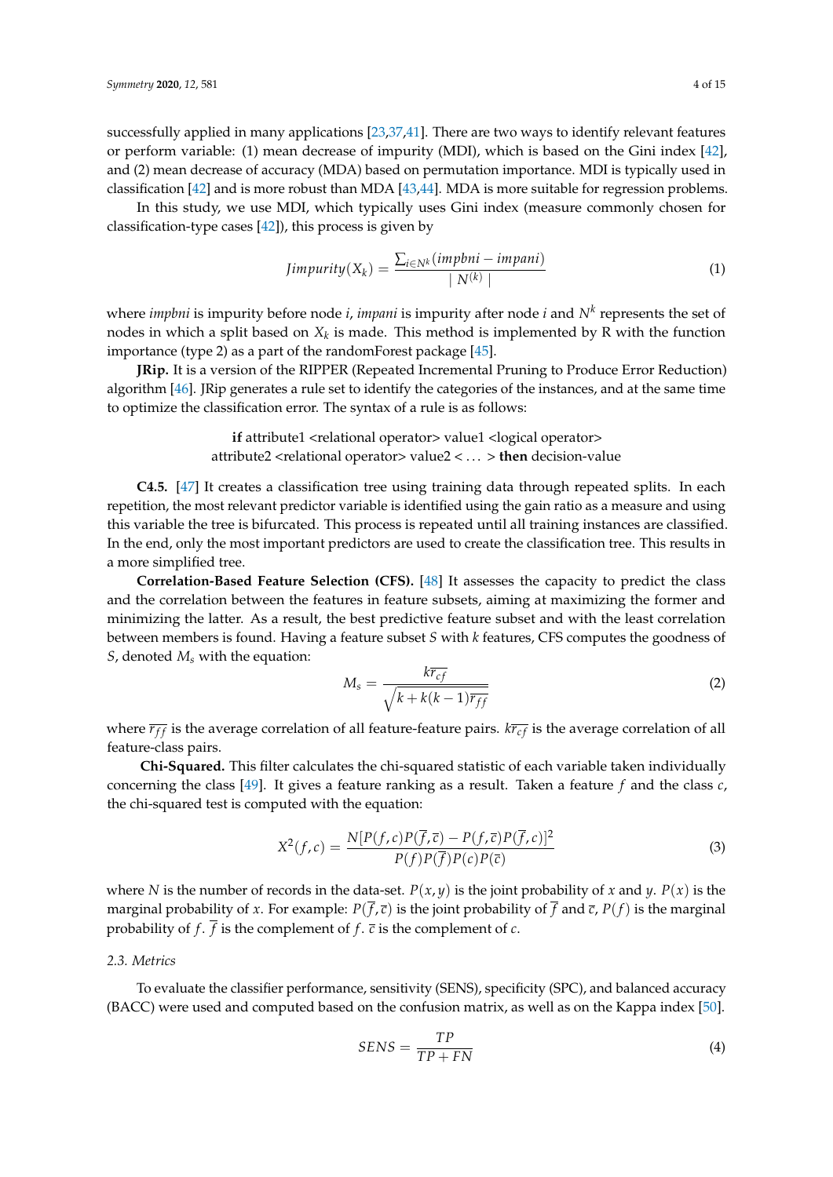successfully applied in many applications [23,37,41]. There are two ways to identify relevant features or perform variable: (1) mean decrease of impurity (MDI), which is based on the Gini index [42], and (2) mean decrease of accuracy (MDA) based on permutation importance. MDI is typically used in classification [42] and is more robust than MDA [43,44]. MDA is more suitable for regression problems.

In this study, we use MDI, which typically uses Gini index (measure commonly chosen for classification-type cases [42]), this process is given by

$$Jimpurity(X_k) = \frac{\sum_{i \in N^k}(impbni - impani)}{\mid N^{(k)} \mid} \tag{1}$$

where *impbni* is impurity before node $i$, *impani* is impurity after node $i$ and $N^k$ represents the set of nodes in which a split based on $X_k$ is made. This method is implemented by R with the function importance (type 2) as a part of the randomForest package [45].

**JRip.** It is a version of the RIPPER (Repeated Incremental Pruning to Produce Error Reduction) algorithm [46]. JRip generates a rule set to identify the categories of the instances, and at the same time to optimize the classification error. The syntax of a rule is as follows:

**if** attribute1 <relational operator> value1 <logical operator>
attribute2 <relational operator> value2 < ... > **then** decision-value

**C4.5.** [47] It creates a classification tree using training data through repeated splits. In each repetition, the most relevant predictor variable is identified using the gain ratio as a measure and using this variable the tree is bifurcated. This process is repeated until all training instances are classified. In the end, only the most important predictors are used to create the classification tree. This results in a more simplified tree.

**Correlation-Based Feature Selection (CFS).** [48] It assesses the capacity to predict the class and the correlation between the features in feature subsets, aiming at maximizing the former and minimizing the latter. As a result, the best predictive feature subset and with the least correlation between members is found. Having a feature subset $S$ with $k$ features, CFS computes the goodness of $S$, denoted $M_s$ with the equation:

$$M_s = \frac{k\overline{r_{cf}}}{\sqrt{k + k(k-1)\overline{r_{ff}}}} \tag{2}$$

where $\overline{r_{ff}}$ is the average correlation of all feature-feature pairs. $k\overline{r_{cf}}$ is the average correlation of all feature-class pairs.

**Chi-Squared.** This filter calculates the chi-squared statistic of each variable taken individually concerning the class [49]. It gives a feature ranking as a result. Taken a feature $f$ and the class $c$, the chi-squared test is computed with the equation:

$$X^2(f,c) = \frac{N[P(f,c)P(\overline{f},\overline{c}) - P(f,\overline{c})P(\overline{f},c)]^2}{P(f)P(\overline{f})P(c)P(\overline{c})} \tag{3}$$

where $N$ is the number of records in the data-set. $P(x,y)$ is the joint probability of $x$ and $y$. $P(x)$ is the marginal probability of $x$. For example: $P(\overline{f},\overline{c})$ is the joint probability of $\overline{f}$ and $\overline{c}$, $P(f)$ is the marginal probability of $f$. $\overline{f}$ is the complement of $f$. $\overline{c}$ is the complement of $c$.

### 2.3. Metrics

To evaluate the classifier performance, sensitivity (SENS), specificity (SPC), and balanced accuracy (BACC) were used and computed based on the confusion matrix, as well as on the Kappa index [50].

$$SENS = \frac{TP}{TP + FN} \tag{4}$$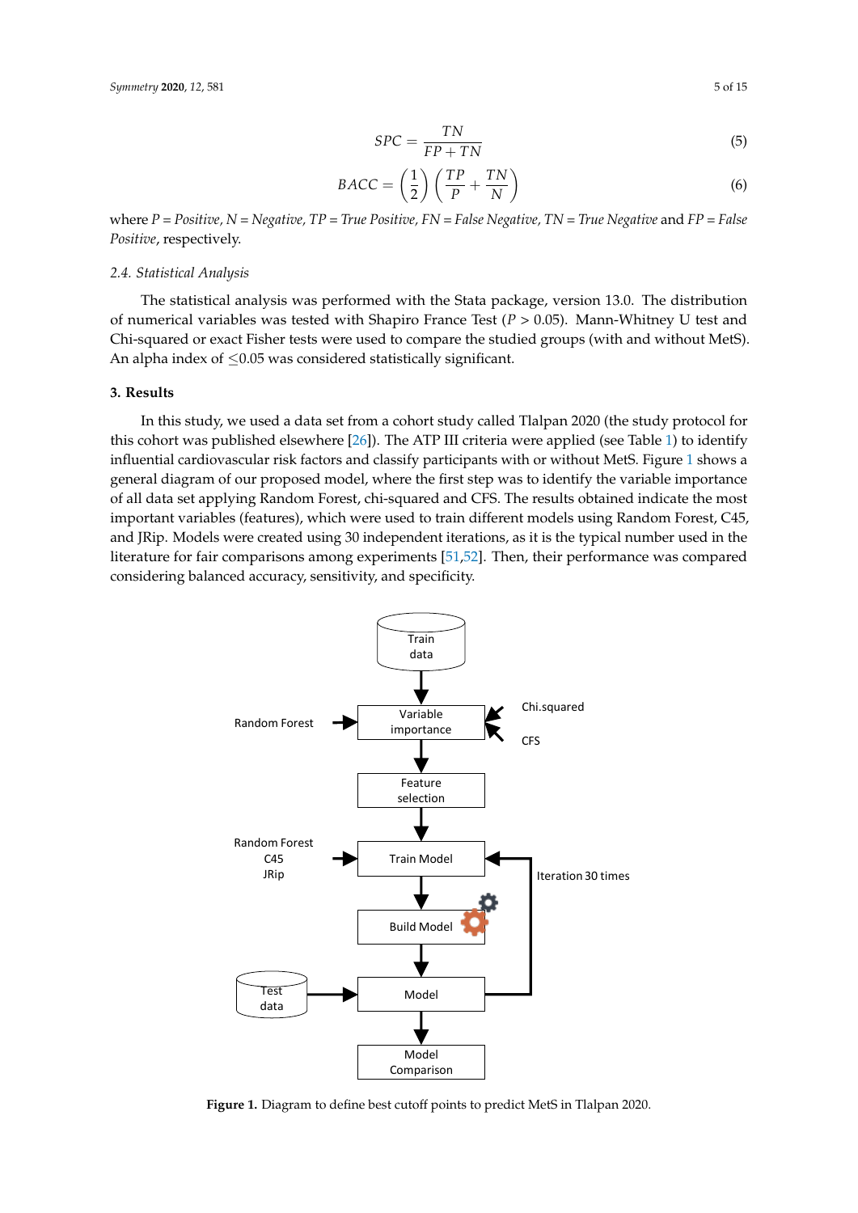$$SPC = \frac{TN}{FP + TN} \quad (5)$$

$$BACC = \left(\frac{1}{2}\right)\left(\frac{TP}{P} + \frac{TN}{N}\right) \quad (6)$$

where *P* = *Positive*, *N* = *Negative*, *TP* = *True Positive*, *FN* = *False Negative*, *TN* = *True Negative* and *FP* = *False Positive*, respectively.

### 2.4. Statistical Analysis

The statistical analysis was performed with the Stata package, version 13.0. The distribution of numerical variables was tested with Shapiro France Test ($P > 0.05$). Mann-Whitney U test and Chi-squared or exact Fisher tests were used to compare the studied groups (with and without MetS). An alpha index of $\leq 0.05$ was considered statistically significant.

## 3. Results

In this study, we used a data set from a cohort study called Tlalpan 2020 (the study protocol for this cohort was published elsewhere [26]). The ATP III criteria were applied (see Table 1) to identify influential cardiovascular risk factors and classify participants with or without MetS. Figure 1 shows a general diagram of our proposed model, where the first step was to identify the variable importance of all data set applying Random Forest, chi-squared and CFS. The results obtained indicate the most important variables (features), which were used to train different models using Random Forest, C45, and JRip. Models were created using 30 independent iterations, as it is the typical number used in the literature for fair comparisons among experiments [51,52]. Then, their performance was compared considering balanced accuracy, sensitivity, and specificity.

Train data

Random Forest

Variable importance

Chi.squared

CFS

Feature selection

Random Forest
C45
JRip

Train Model

Iteration 30 times

Build Model

Test data

Model

Model Comparison

**Figure 1.** Diagram to define best cutoff points to predict MetS in Tlalpan 2020.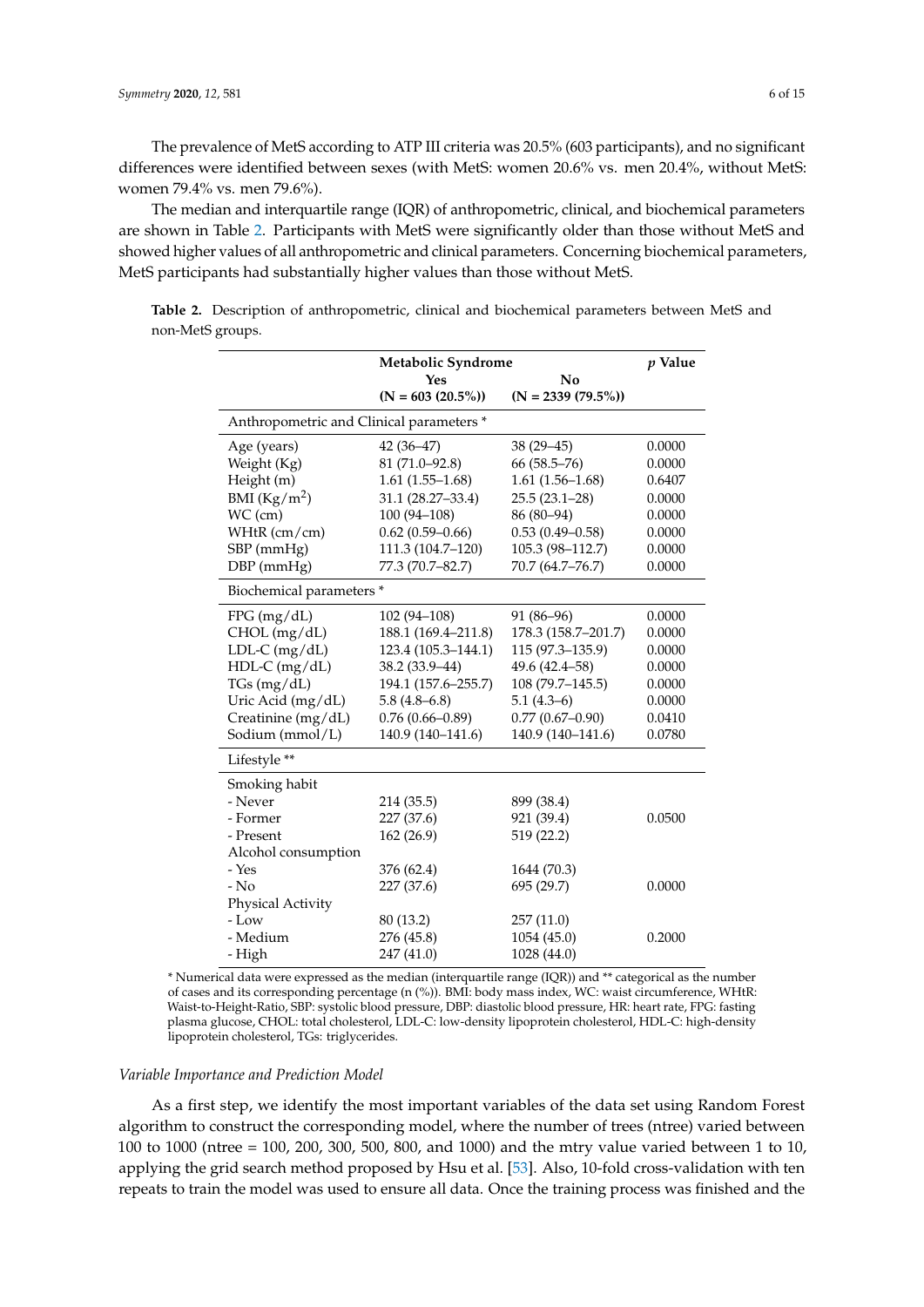The prevalence of MetS according to ATP III criteria was 20.5% (603 participants), and no significant differences were identified between sexes (with MetS: women 20.6% vs. men 20.4%, without MetS: women 79.4% vs. men 79.6%).

The median and interquartile range (IQR) of anthropometric, clinical, and biochemical parameters are shown in Table 2. Participants with MetS were significantly older than those without MetS and showed higher values of all anthropometric and clinical parameters. Concerning biochemical parameters, MetS participants had substantially higher values than those without MetS.

**Table 2.** Description of anthropometric, clinical and biochemical parameters between MetS and non-MetS groups.

| | Metabolic Syndrome | | $p$ Value |
|---|---|---|---|
| | Yes (N = 603 (20.5%)) | No (N = 2339 (79.5%)) | |
| Anthropometric and Clinical parameters * | | | |
| Age (years) | 42 (36–47) | 38 (29–45) | 0.0000 |
| Weight (Kg) | 81 (71.0–92.8) | 66 (58.5–76) | 0.0000 |
| Height (m) | 1.61 (1.55–1.68) | 1.61 (1.56–1.68) | 0.6407 |
| BMI (Kg/m$^2$) | 31.1 (28.27–33.4) | 25.5 (23.1–28) | 0.0000 |
| WC (cm) | 100 (94–108) | 86 (80–94) | 0.0000 |
| WHtR (cm/cm) | 0.62 (0.59–0.66) | 0.53 (0.49–0.58) | 0.0000 |
| SBP (mmHg) | 111.3 (104.7–120) | 105.3 (98–112.7) | 0.0000 |
| DBP (mmHg) | 77.3 (70.7–82.7) | 70.7 (64.7–76.7) | 0.0000 |
| Biochemical parameters * | | | |
| FPG (mg/dL) | 102 (94–108) | 91 (86–96) | 0.0000 |
| CHOL (mg/dL) | 188.1 (169.4–211.8) | 178.3 (158.7–201.7) | 0.0000 |
| LDL-C (mg/dL) | 123.4 (105.3–144.1) | 115 (97.3–135.9) | 0.0000 |
| HDL-C (mg/dL) | 38.2 (33.9–44) | 49.6 (42.4–58) | 0.0000 |
| TGs (mg/dL) | 194.1 (157.6–255.7) | 108 (79.7–145.5) | 0.0000 |
| Uric Acid (mg/dL) | 5.8 (4.8–6.8) | 5.1 (4.3–6) | 0.0000 |
| Creatinine (mg/dL) | 0.76 (0.66–0.89) | 0.77 (0.67–0.90) | 0.0410 |
| Sodium (mmol/L) | 140.9 (140–141.6) | 140.9 (140–141.6) | 0.0780 |
| Lifestyle ** | | | |
| Smoking habit | | | |
| - Never | 214 (35.5) | 899 (38.4) | |
| - Former | 227 (37.6) | 921 (39.4) | 0.0500 |
| - Present | 162 (26.9) | 519 (22.2) | |
| Alcohol consumption | | | |
| - Yes | 376 (62.4) | 1644 (70.3) | |
| - No | 227 (37.6) | 695 (29.7) | 0.0000 |
| Physical Activity | | | |
| - Low | 80 (13.2) | 257 (11.0) | |
| - Medium | 276 (45.8) | 1054 (45.0) | 0.2000 |
| - High | 247 (41.0) | 1028 (44.0) | |

* Numerical data were expressed as the median (interquartile range (IQR)) and ** categorical as the number of cases and its corresponding percentage (n (%)). BMI: body mass index, WC: waist circumference, WHtR: Waist-to-Height-Ratio, SBP: systolic blood pressure, DBP: diastolic blood pressure, HR: heart rate, FPG: fasting plasma glucose, CHOL: total cholesterol, LDL-C: low-density lipoprotein cholesterol, HDL-C: high-density lipoprotein cholesterol, TGs: triglycerides.

*Variable Importance and Prediction Model*

As a first step, we identify the most important variables of the data set using Random Forest algorithm to construct the corresponding model, where the number of trees (ntree) varied between 100 to 1000 (ntree = 100, 200, 300, 500, 800, and 1000) and the mtry value varied between 1 to 10, applying the grid search method proposed by Hsu et al. [53]. Also, 10-fold cross-validation with ten repeats to train the model was used to ensure all data. Once the training process was finished and the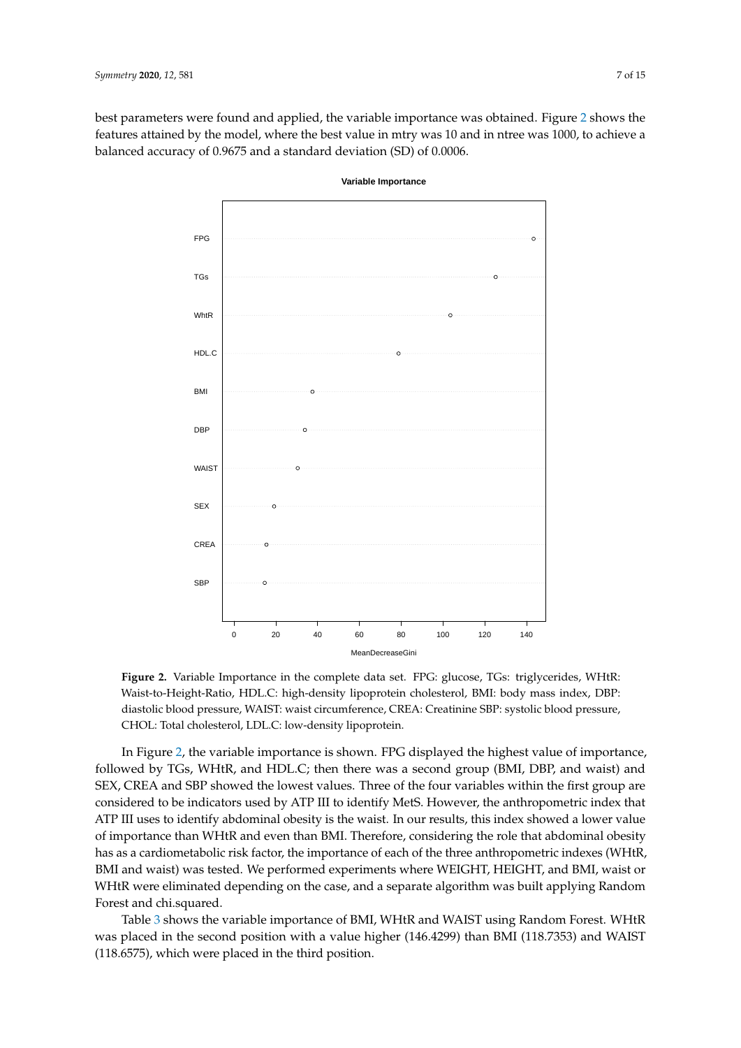best parameters were found and applied, the variable importance was obtained. Figure 2 shows the features attained by the model, where the best value in mtry was 10 and in ntree was 1000, to achieve a balanced accuracy of 0.9675 and a standard deviation (SD) of 0.0006.

Variable Importance

FPG
TGs
WhtR
HDL.C
BMI
DBP
WAIST
SEX
CREA
SBP

0 20 40 60 80 100 120 140

MeanDecreaseGini

**Figure 2.** Variable Importance in the complete data set. FPG: glucose, TGs: triglycerides, WHtR: Waist-to-Height-Ratio, HDL.C: high-density lipoprotein cholesterol, BMI: body mass index, DBP: diastolic blood pressure, WAIST: waist circumference, CREA: Creatinine SBP: systolic blood pressure, CHOL: Total cholesterol, LDL.C: low-density lipoprotein.

In Figure 2, the variable importance is shown. FPG displayed the highest value of importance, followed by TGs, WHtR, and HDL.C; then there was a second group (BMI, DBP, and waist) and SEX, CREA and SBP showed the lowest values. Three of the four variables within the first group are considered to be indicators used by ATP III to identify MetS. However, the anthropometric index that ATP III uses to identify abdominal obesity is the waist. In our results, this index showed a lower value of importance than WHtR and even than BMI. Therefore, considering the role that abdominal obesity has as a cardiometabolic risk factor, the importance of each of the three anthropometric indexes (WHtR, BMI and waist) was tested. We performed experiments where WEIGHT, HEIGHT, and BMI, waist or WHtR were eliminated depending on the case, and a separate algorithm was built applying Random Forest and chi.squared.

Table 3 shows the variable importance of BMI, WHtR and WAIST using Random Forest. WHtR was placed in the second position with a value higher (146.4299) than BMI (118.7353) and WAIST (118.6575), which were placed in the third position.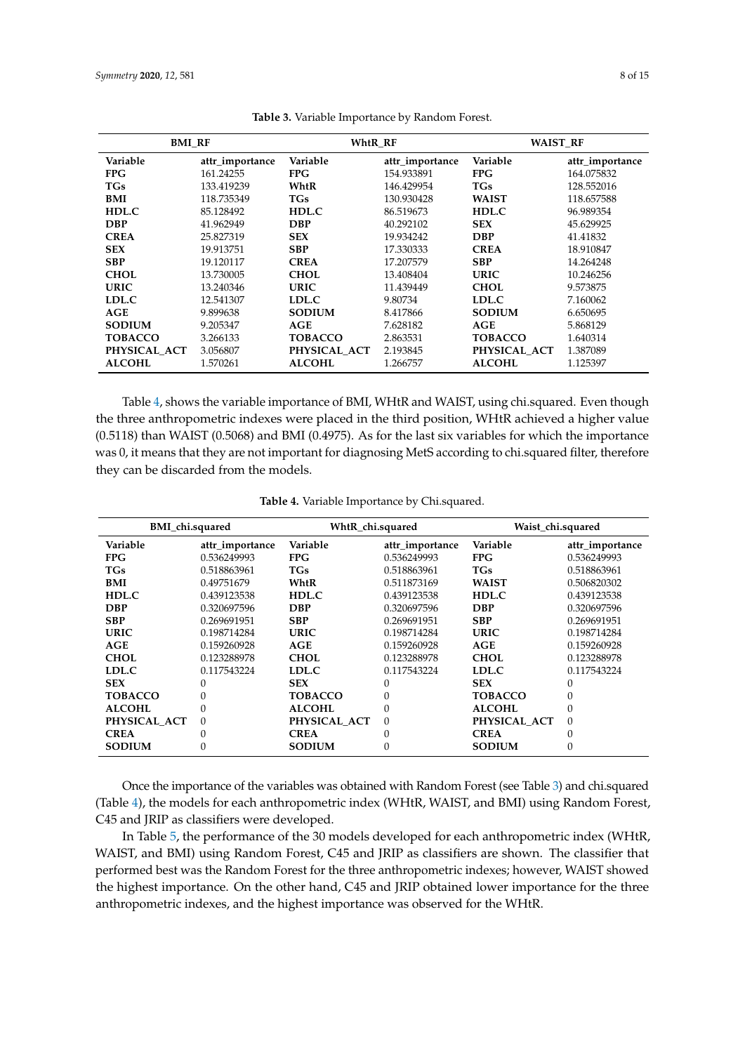**Table 3.** Variable Importance by Random Forest.

| BMI_RF | | WhtR_RF | | WAIST_RF | |
|---|---|---|---|---|---|
| **Variable** | **attr_importance** | **Variable** | **attr_importance** | **Variable** | **attr_importance** |
| **FPG** | 161.24255 | **FPG** | 154.933891 | **FPG** | 164.075832 |
| **TGs** | 133.419239 | **WhtR** | 146.429954 | **TGs** | 128.552016 |
| **BMI** | 118.735349 | **TGs** | 130.930428 | **WAIST** | 118.657588 |
| **HDL.C** | 85.128492 | **HDL.C** | 86.519673 | **HDL.C** | 96.989354 |
| **DBP** | 41.962949 | **DBP** | 40.292102 | **SEX** | 45.629925 |
| **CREA** | 25.827319 | **SEX** | 19.934242 | **DBP** | 41.41832 |
| **SEX** | 19.913751 | **SBP** | 17.330333 | **CREA** | 18.910847 |
| **SBP** | 19.120117 | **CREA** | 17.207579 | **SBP** | 14.264248 |
| **CHOL** | 13.730005 | **CHOL** | 13.408404 | **URIC** | 10.246256 |
| **URIC** | 13.240346 | **URIC** | 11.439449 | **CHOL** | 9.573875 |
| **LDL.C** | 12.541307 | **LDL.C** | 9.80734 | **LDL.C** | 7.160062 |
| **AGE** | 9.899638 | **SODIUM** | 8.417866 | **SODIUM** | 6.650695 |
| **SODIUM** | 9.205347 | **AGE** | 7.628182 | **AGE** | 5.868129 |
| **TOBACCO** | 3.266133 | **TOBACCO** | 2.863531 | **TOBACCO** | 1.640314 |
| **PHYSICAL_ACT** | 3.056807 | **PHYSICAL_ACT** | 2.193845 | **PHYSICAL_ACT** | 1.387089 |
| **ALCOHL** | 1.570261 | **ALCOHL** | 1.266757 | **ALCOHL** | 1.125397 |

Table 4, shows the variable importance of BMI, WHtR and WAIST, using chi.squared. Even though the three anthropometric indexes were placed in the third position, WHtR achieved a higher value (0.5118) than WAIST (0.5068) and BMI (0.4975). As for the last six variables for which the importance was 0, it means that they are not important for diagnosing MetS according to chi.squared filter, therefore they can be discarded from the models.

**Table 4.** Variable Importance by Chi.squared.

| BMI_chi.squared | | WhtR_chi.squared | | Waist_chi.squared | |
|---|---|---|---|---|---|
| **Variable** | **attr_importance** | **Variable** | **attr_importance** | **Variable** | **attr_importance** |
| **FPG** | 0.536249993 | **FPG** | 0.536249993 | **FPG** | 0.536249993 |
| **TGs** | 0.518863961 | **TGs** | 0.518863961 | **TGs** | 0.518863961 |
| **BMI** | 0.49751679 | **WhtR** | 0.511873169 | **WAIST** | 0.506820302 |
| **HDL.C** | 0.439123538 | **HDL.C** | 0.439123538 | **HDL.C** | 0.439123538 |
| **DBP** | 0.320697596 | **DBP** | 0.320697596 | **DBP** | 0.320697596 |
| **SBP** | 0.269691951 | **SBP** | 0.269691951 | **SBP** | 0.269691951 |
| **URIC** | 0.198714284 | **URIC** | 0.198714284 | **URIC** | 0.198714284 |
| **AGE** | 0.159260928 | **AGE** | 0.159260928 | **AGE** | 0.159260928 |
| **CHOL** | 0.123288978 | **CHOL** | 0.123288978 | **CHOL** | 0.123288978 |
| **LDL.C** | 0.117543224 | **LDL.C** | 0.117543224 | **LDL.C** | 0.117543224 |
| **SEX** | 0 | **SEX** | 0 | **SEX** | 0 |
| **TOBACCO** | 0 | **TOBACCO** | 0 | **TOBACCO** | 0 |
| **ALCOHL** | 0 | **ALCOHL** | 0 | **ALCOHL** | 0 |
| **PHYSICAL_ACT** | 0 | **PHYSICAL_ACT** | 0 | **PHYSICAL_ACT** | 0 |
| **CREA** | 0 | **CREA** | 0 | **CREA** | 0 |
| **SODIUM** | 0 | **SODIUM** | 0 | **SODIUM** | 0 |

Once the importance of the variables was obtained with Random Forest (see Table 3) and chi.squared (Table 4), the models for each anthropometric index (WHtR, WAIST, and BMI) using Random Forest, C45 and JRIP as classifiers were developed.

In Table 5, the performance of the 30 models developed for each anthropometric index (WHtR, WAIST, and BMI) using Random Forest, C45 and JRIP as classifiers are shown. The classifier that performed best was the Random Forest for the three anthropometric indexes; however, WAIST showed the highest importance. On the other hand, C45 and JRIP obtained lower importance for the three anthropometric indexes, and the highest importance was observed for the WHtR.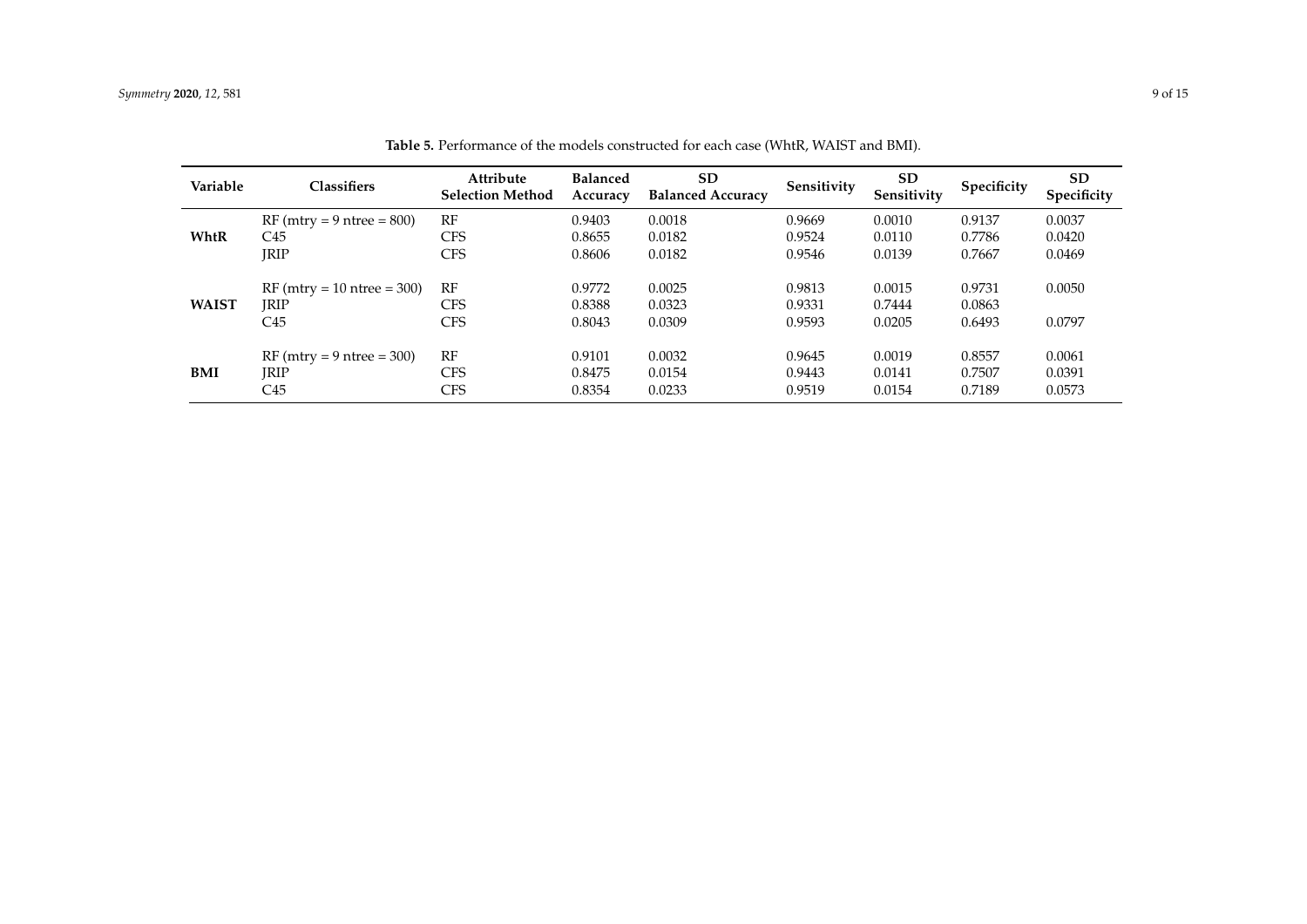**Table 5.** Performance of the models constructed for each case (WhtR, WAIST and BMI).

| Variable | Classifiers | Attribute Selection Method | Balanced Accuracy | SD Balanced Accuracy | Sensitivity | SD Sensitivity | Specificity | SD Specificity |
|---|---|---|---|---|---|---|---|---|
| **WhtR** | RF (mtry = 9 ntree = 800) | RF | 0.9403 | 0.0018 | 0.9669 | 0.0010 | 0.9137 | 0.0037 |
| | C45 | CFS | 0.8655 | 0.0182 | 0.9524 | 0.0110 | 0.7786 | 0.0420 |
| | JRIP | CFS | 0.8606 | 0.0182 | 0.9546 | 0.0139 | 0.7667 | 0.0469 |
| **WAIST** | RF (mtry = 10 ntree = 300) | RF | 0.9772 | 0.0025 | 0.9813 | 0.0015 | 0.9731 | 0.0050 |
| | JRIP | CFS | 0.8388 | 0.0323 | 0.9331 | 0.7444 | 0.0863 | |
| | C45 | CFS | 0.8043 | 0.0309 | 0.9593 | 0.0205 | 0.6493 | 0.0797 |
| **BMI** | RF (mtry = 9 ntree = 300) | RF | 0.9101 | 0.0032 | 0.9645 | 0.0019 | 0.8557 | 0.0061 |
| | JRIP | CFS | 0.8475 | 0.0154 | 0.9443 | 0.0141 | 0.7507 | 0.0391 |
| | C45 | CFS | 0.8354 | 0.0233 | 0.9519 | 0.0154 | 0.7189 | 0.0573 |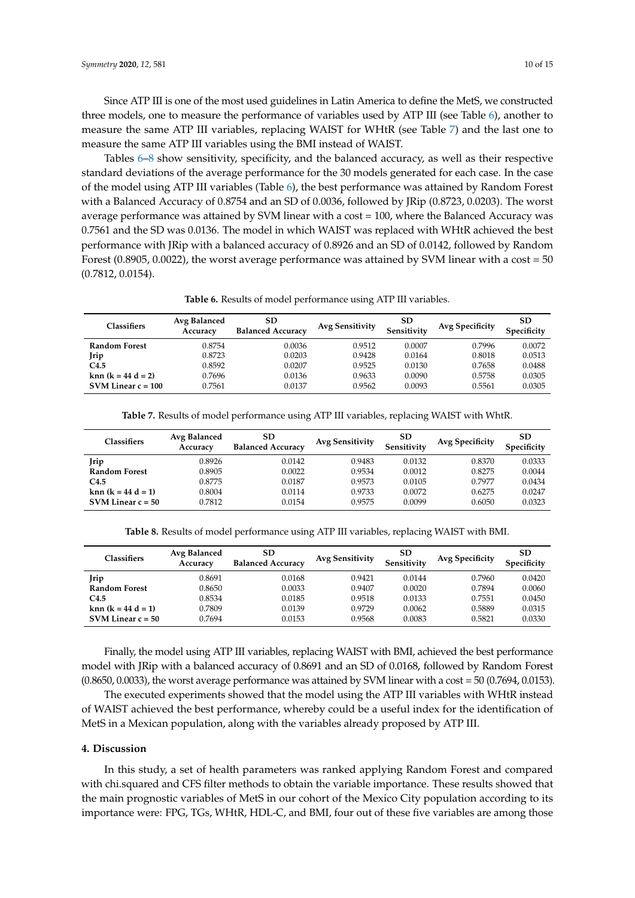Since ATP III is one of the most used guidelines in Latin America to define the MetS, we constructed three models, one to measure the performance of variables used by ATP III (see Table 6), another to measure the same ATP III variables, replacing WAIST for WHtR (see Table 7) and the last one to measure the same ATP III variables using the BMI instead of WAIST.

Tables 6–8 show sensitivity, specificity, and the balanced accuracy, as well as their respective standard deviations of the average performance for the 30 models generated for each case. In the case of the model using ATP III variables (Table 6), the best performance was attained by Random Forest with a Balanced Accuracy of 0.8754 and an SD of 0.0036, followed by JRip (0.8723, 0.0203). The worst average performance was attained by SVM linear with a cost = 100, where the Balanced Accuracy was 0.7561 and the SD was 0.0136. The model in which WAIST was replaced with WHtR achieved the best performance with JRip with a balanced accuracy of 0.8926 and an SD of 0.0142, followed by Random Forest (0.8905, 0.0022), the worst average performance was attained by SVM linear with a cost = 50 (0.7812, 0.0154).

**Table 6.** Results of model performance using ATP III variables.

| Classifiers | Avg Balanced Accuracy | SD Balanced Accuracy | Avg Sensitivity | SD Sensitivity | Avg Specificity | SD Specificity |
|---|---|---|---|---|---|---|
| **Random Forest** | 0.8754 | 0.0036 | 0.9512 | 0.0007 | 0.7996 | 0.0072 |
| **Jrip** | 0.8723 | 0.0203 | 0.9428 | 0.0164 | 0.8018 | 0.0513 |
| **C4.5** | 0.8592 | 0.0207 | 0.9525 | 0.0130 | 0.7658 | 0.0488 |
| **knn (k = 44 d = 2)** | 0.7696 | 0.0136 | 0.9633 | 0.0090 | 0.5758 | 0.0305 |
| **SVM Linear c = 100** | 0.7561 | 0.0137 | 0.9562 | 0.0093 | 0.5561 | 0.0305 |

**Table 7.** Results of model performance using ATP III variables, replacing WAIST with WhtR.

| Classifiers | Avg Balanced Accuracy | SD Balanced Accuracy | Avg Sensitivity | SD Sensitivity | Avg Specificity | SD Specificity |
|---|---|---|---|---|---|---|
| **Jrip** | 0.8926 | 0.0142 | 0.9483 | 0.0132 | 0.8370 | 0.0333 |
| **Random Forest** | 0.8905 | 0.0022 | 0.9534 | 0.0012 | 0.8275 | 0.0044 |
| **C4.5** | 0.8775 | 0.0187 | 0.9573 | 0.0105 | 0.7977 | 0.0434 |
| **knn (k = 44 d = 1)** | 0.8004 | 0.0114 | 0.9733 | 0.0072 | 0.6275 | 0.0247 |
| **SVM Linear c = 50** | 0.7812 | 0.0154 | 0.9575 | 0.0099 | 0.6050 | 0.0323 |

**Table 8.** Results of model performance using ATP III variables, replacing WAIST with BMI.

| Classifiers | Avg Balanced Accuracy | SD Balanced Accuracy | Avg Sensitivity | SD Sensitivity | Avg Specificity | SD Specificity |
|---|---|---|---|---|---|---|
| **Jrip** | 0.8691 | 0.0168 | 0.9421 | 0.0144 | 0.7960 | 0.0420 |
| **Random Forest** | 0.8650 | 0.0033 | 0.9407 | 0.0020 | 0.7894 | 0.0060 |
| **C4.5** | 0.8534 | 0.0185 | 0.9518 | 0.0133 | 0.7551 | 0.0450 |
| **knn (k = 44 d = 1)** | 0.7809 | 0.0139 | 0.9729 | 0.0062 | 0.5889 | 0.0315 |
| **SVM Linear c = 50** | 0.7694 | 0.0153 | 0.9568 | 0.0083 | 0.5821 | 0.0330 |

Finally, the model using ATP III variables, replacing WAIST with BMI, achieved the best performance model with JRip with a balanced accuracy of 0.8691 and an SD of 0.0168, followed by Random Forest (0.8650, 0.0033), the worst average performance was attained by SVM linear with a cost = 50 (0.7694, 0.0153).

The executed experiments showed that the model using the ATP III variables with WHtR instead of WAIST achieved the best performance, whereby could be a useful index for the identification of MetS in a Mexican population, along with the variables already proposed by ATP III.

## 4. Discussion

In this study, a set of health parameters was ranked applying Random Forest and compared with chi.squared and CFS filter methods to obtain the variable importance. These results showed that the main prognostic variables of MetS in our cohort of the Mexico City population according to its importance were: FPG, TGs, WHtR, HDL-C, and BMI, four out of these five variables are among those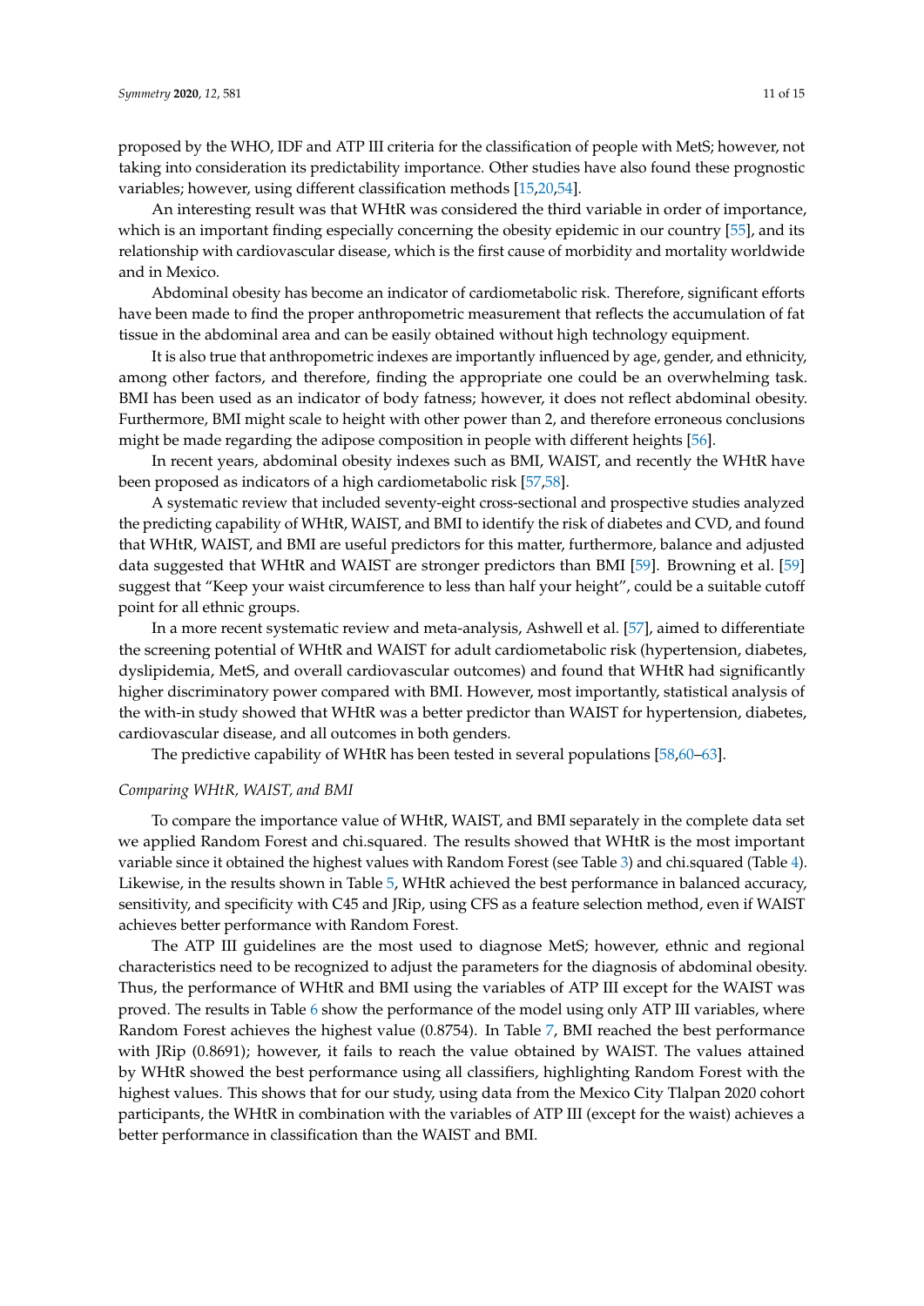proposed by the WHO, IDF and ATP III criteria for the classification of people with MetS; however, not taking into consideration its predictability importance. Other studies have also found these prognostic variables; however, using different classification methods [15,20,54].

An interesting result was that WHtR was considered the third variable in order of importance, which is an important finding especially concerning the obesity epidemic in our country [55], and its relationship with cardiovascular disease, which is the first cause of morbidity and mortality worldwide and in Mexico.

Abdominal obesity has become an indicator of cardiometabolic risk. Therefore, significant efforts have been made to find the proper anthropometric measurement that reflects the accumulation of fat tissue in the abdominal area and can be easily obtained without high technology equipment.

It is also true that anthropometric indexes are importantly influenced by age, gender, and ethnicity, among other factors, and therefore, finding the appropriate one could be an overwhelming task. BMI has been used as an indicator of body fatness; however, it does not reflect abdominal obesity. Furthermore, BMI might scale to height with other power than 2, and therefore erroneous conclusions might be made regarding the adipose composition in people with different heights [56].

In recent years, abdominal obesity indexes such as BMI, WAIST, and recently the WHtR have been proposed as indicators of a high cardiometabolic risk [57,58].

A systematic review that included seventy-eight cross-sectional and prospective studies analyzed the predicting capability of WHtR, WAIST, and BMI to identify the risk of diabetes and CVD, and found that WHtR, WAIST, and BMI are useful predictors for this matter, furthermore, balance and adjusted data suggested that WHtR and WAIST are stronger predictors than BMI [59]. Browning et al. [59] suggest that "Keep your waist circumference to less than half your height", could be a suitable cutoff point for all ethnic groups.

In a more recent systematic review and meta-analysis, Ashwell et al. [57], aimed to differentiate the screening potential of WHtR and WAIST for adult cardiometabolic risk (hypertension, diabetes, dyslipidemia, MetS, and overall cardiovascular outcomes) and found that WHtR had significantly higher discriminatory power compared with BMI. However, most importantly, statistical analysis of the with-in study showed that WHtR was a better predictor than WAIST for hypertension, diabetes, cardiovascular disease, and all outcomes in both genders.

The predictive capability of WHtR has been tested in several populations [58,60–63].

*Comparing WHtR, WAIST, and BMI*

To compare the importance value of WHtR, WAIST, and BMI separately in the complete data set we applied Random Forest and chi.squared. The results showed that WHtR is the most important variable since it obtained the highest values with Random Forest (see Table 3) and chi.squared (Table 4). Likewise, in the results shown in Table 5, WHtR achieved the best performance in balanced accuracy, sensitivity, and specificity with C45 and JRip, using CFS as a feature selection method, even if WAIST achieves better performance with Random Forest.

The ATP III guidelines are the most used to diagnose MetS; however, ethnic and regional characteristics need to be recognized to adjust the parameters for the diagnosis of abdominal obesity. Thus, the performance of WHtR and BMI using the variables of ATP III except for the WAIST was proved. The results in Table 6 show the performance of the model using only ATP III variables, where Random Forest achieves the highest value (0.8754). In Table 7, BMI reached the best performance with JRip (0.8691); however, it fails to reach the value obtained by WAIST. The values attained by WHtR showed the best performance using all classifiers, highlighting Random Forest with the highest values. This shows that for our study, using data from the Mexico City Tlalpan 2020 cohort participants, the WHtR in combination with the variables of ATP III (except for the waist) achieves a better performance in classification than the WAIST and BMI.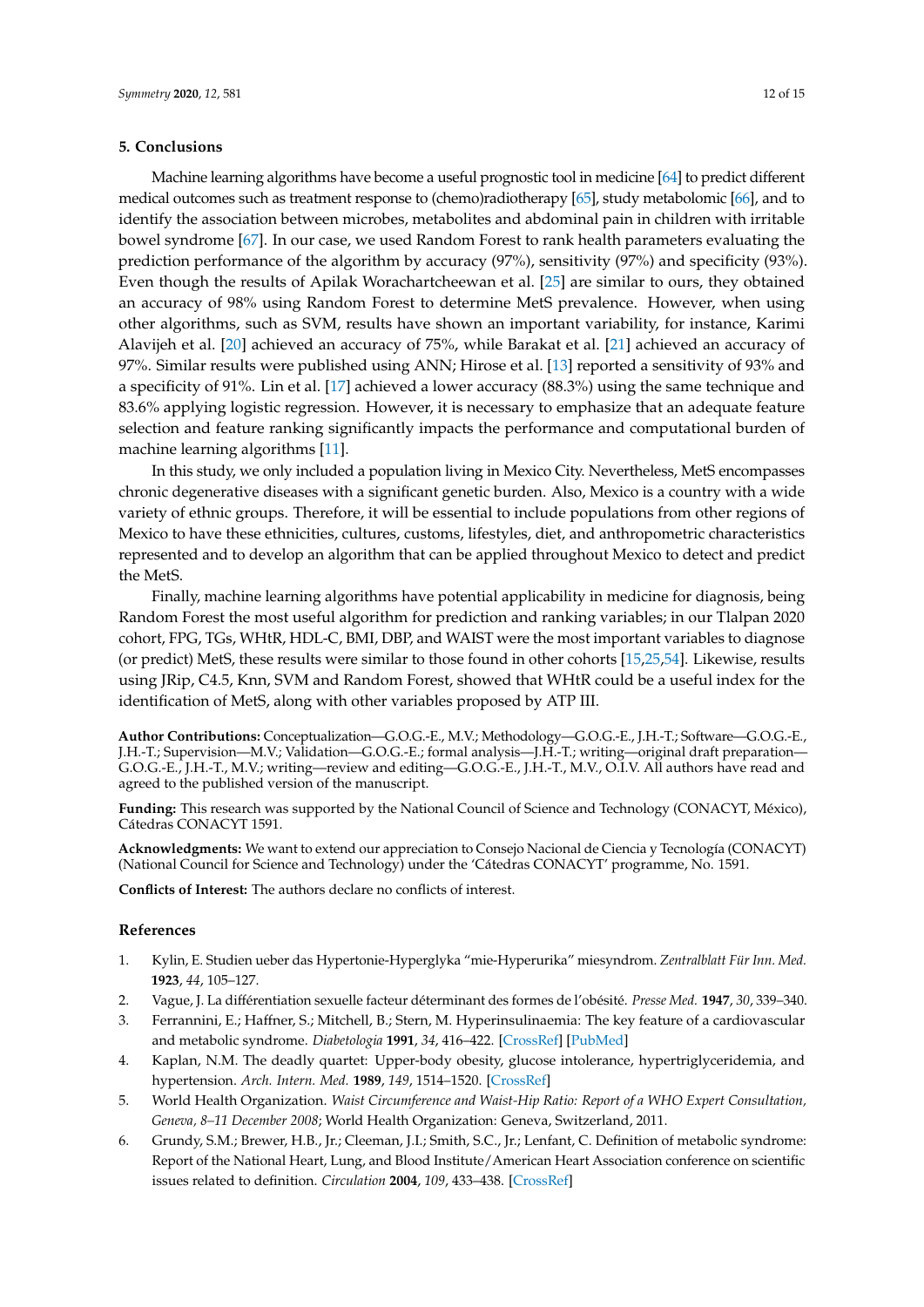## 5. Conclusions

Machine learning algorithms have become a useful prognostic tool in medicine [64] to predict different medical outcomes such as treatment response to (chemo)radiotherapy [65], study metabolomic [66], and to identify the association between microbes, metabolites and abdominal pain in children with irritable bowel syndrome [67]. In our case, we used Random Forest to rank health parameters evaluating the prediction performance of the algorithm by accuracy (97%), sensitivity (97%) and specificity (93%). Even though the results of Apilak Worachartcheewan et al. [25] are similar to ours, they obtained an accuracy of 98% using Random Forest to determine MetS prevalence. However, when using other algorithms, such as SVM, results have shown an important variability, for instance, Karimi Alavijeh et al. [20] achieved an accuracy of 75%, while Barakat et al. [21] achieved an accuracy of 97%. Similar results were published using ANN; Hirose et al. [13] reported a sensitivity of 93% and a specificity of 91%. Lin et al. [17] achieved a lower accuracy (88.3%) using the same technique and 83.6% applying logistic regression. However, it is necessary to emphasize that an adequate feature selection and feature ranking significantly impacts the performance and computational burden of machine learning algorithms [11].

In this study, we only included a population living in Mexico City. Nevertheless, MetS encompasses chronic degenerative diseases with a significant genetic burden. Also, Mexico is a country with a wide variety of ethnic groups. Therefore, it will be essential to include populations from other regions of Mexico to have these ethnicities, cultures, customs, lifestyles, diet, and anthropometric characteristics represented and to develop an algorithm that can be applied throughout Mexico to detect and predict the MetS.

Finally, machine learning algorithms have potential applicability in medicine for diagnosis, being Random Forest the most useful algorithm for prediction and ranking variables; in our Tlalpan 2020 cohort, FPG, TGs, WHtR, HDL-C, BMI, DBP, and WAIST were the most important variables to diagnose (or predict) MetS, these results were similar to those found in other cohorts [15,25,54]. Likewise, results using JRip, C4.5, Knn, SVM and Random Forest, showed that WHtR could be a useful index for the identification of MetS, along with other variables proposed by ATP III.

**Author Contributions:** Conceptualization—G.O.G.-E., M.V.; Methodology—G.O.G.-E., J.H.-T.; Software—G.O.G.-E., J.H.-T.; Supervision—M.V.; Validation—G.O.G.-E.; formal analysis—J.H.-T.; writing—original draft preparation—G.O.G.-E., J.H.-T., M.V.; writing—review and editing—G.O.G.-E., J.H.-T., M.V., O.I.V. All authors have read and agreed to the published version of the manuscript.

**Funding:** This research was supported by the National Council of Science and Technology (CONACYT, México), Cátedras CONACYT 1591.

**Acknowledgments:** We want to extend our appreciation to Consejo Nacional de Ciencia y Tecnología (CONACYT) (National Council for Science and Technology) under the 'Cátedras CONACYT' programme, No. 1591.

**Conflicts of Interest:** The authors declare no conflicts of interest.

## References

1. Kylin, E. Studien ueber das Hypertonie-Hyperglyka "mie-Hyperurika" miesyndrom. *Zentralblatt Für Inn. Med.* **1923**, *44*, 105–127.
2. Vague, J. La différentiation sexuelle facteur déterminant des formes de l'obésité. *Presse Med.* **1947**, *30*, 339–340.
3. Ferrannini, E.; Haffner, S.; Mitchell, B.; Stern, M. Hyperinsulinaemia: The key feature of a cardiovascular and metabolic syndrome. *Diabetologia* **1991**, *34*, 416–422. [CrossRef] [PubMed]
4. Kaplan, N.M. The deadly quartet: Upper-body obesity, glucose intolerance, hypertriglyceridemia, and hypertension. *Arch. Intern. Med.* **1989**, *149*, 1514–1520. [CrossRef]
5. World Health Organization. *Waist Circumference and Waist-Hip Ratio: Report of a WHO Expert Consultation, Geneva, 8–11 December 2008*; World Health Organization: Geneva, Switzerland, 2011.
6. Grundy, S.M.; Brewer, H.B., Jr.; Cleeman, J.I.; Smith, S.C., Jr.; Lenfant, C. Definition of metabolic syndrome: Report of the National Heart, Lung, and Blood Institute/American Heart Association conference on scientific issues related to definition. *Circulation* **2004**, *109*, 433–438. [CrossRef]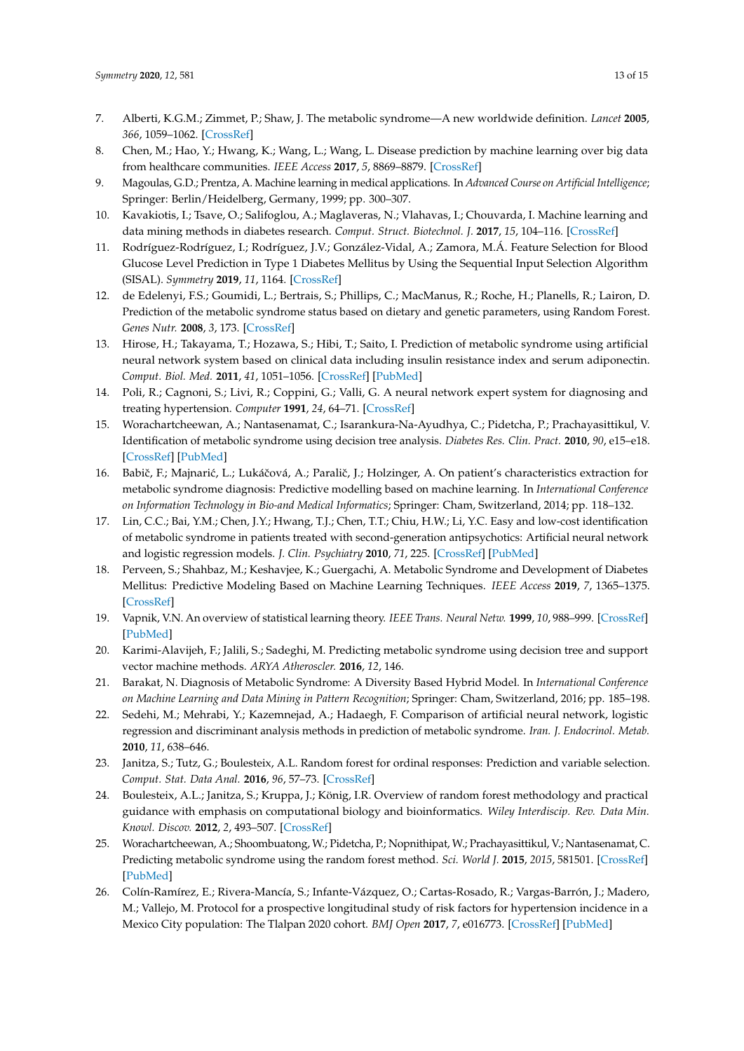7. Alberti, K.G.M.; Zimmet, P.; Shaw, J. The metabolic syndrome—A new worldwide definition. *Lancet* **2005**, *366*, 1059–1062. [CrossRef]
8. Chen, M.; Hao, Y.; Hwang, K.; Wang, L.; Wang, L. Disease prediction by machine learning over big data from healthcare communities. *IEEE Access* **2017**, *5*, 8869–8879. [CrossRef]
9. Magoulas, G.D.; Prentza, A. Machine learning in medical applications. In *Advanced Course on Artificial Intelligence*; Springer: Berlin/Heidelberg, Germany, 1999; pp. 300–307.
10. Kavakiotis, I.; Tsave, O.; Salifoglou, A.; Maglaveras, N.; Vlahavas, I.; Chouvarda, I. Machine learning and data mining methods in diabetes research. *Comput. Struct. Biotechnol. J.* **2017**, *15*, 104–116. [CrossRef]
11. Rodríguez-Rodríguez, I.; Rodríguez, J.V.; González-Vidal, A.; Zamora, M.Á. Feature Selection for Blood Glucose Level Prediction in Type 1 Diabetes Mellitus by Using the Sequential Input Selection Algorithm (SISAL). *Symmetry* **2019**, *11*, 1164. [CrossRef]
12. de Edelenyi, F.S.; Goumidi, L.; Bertrais, S.; Phillips, C.; MacManus, R.; Roche, H.; Planells, R.; Lairon, D. Prediction of the metabolic syndrome status based on dietary and genetic parameters, using Random Forest. *Genes Nutr.* **2008**, *3*, 173. [CrossRef]
13. Hirose, H.; Takayama, T.; Hozawa, S.; Hibi, T.; Saito, I. Prediction of metabolic syndrome using artificial neural network system based on clinical data including insulin resistance index and serum adiponectin. *Comput. Biol. Med.* **2011**, *41*, 1051–1056. [CrossRef] [PubMed]
14. Poli, R.; Cagnoni, S.; Livi, R.; Coppini, G.; Valli, G. A neural network expert system for diagnosing and treating hypertension. *Computer* **1991**, *24*, 64–71. [CrossRef]
15. Worachartcheewan, A.; Nantasenamat, C.; Isarankura-Na-Ayudhya, C.; Pidetcha, P.; Prachayasittikul, V. Identification of metabolic syndrome using decision tree analysis. *Diabetes Res. Clin. Pract.* **2010**, *90*, e15–e18. [CrossRef] [PubMed]
16. Babič, F.; Majnarić, L.; Lukáčová, A.; Paralič, J.; Holzinger, A. On patient's characteristics extraction for metabolic syndrome diagnosis: Predictive modelling based on machine learning. In *International Conference on Information Technology in Bio-and Medical Informatics*; Springer: Cham, Switzerland, 2014; pp. 118–132.
17. Lin, C.C.; Bai, Y.M.; Chen, J.Y.; Hwang, T.J.; Chen, T.T.; Chiu, H.W.; Li, Y.C. Easy and low-cost identification of metabolic syndrome in patients treated with second-generation antipsychotics: Artificial neural network and logistic regression models. *J. Clin. Psychiatry* **2010**, *71*, 225. [CrossRef] [PubMed]
18. Perveen, S.; Shahbaz, M.; Keshavjee, K.; Guergachi, A. Metabolic Syndrome and Development of Diabetes Mellitus: Predictive Modeling Based on Machine Learning Techniques. *IEEE Access* **2019**, *7*, 1365–1375. [CrossRef]
19. Vapnik, V.N. An overview of statistical learning theory. *IEEE Trans. Neural Netw.* **1999**, *10*, 988–999. [CrossRef] [PubMed]
20. Karimi-Alavijeh, F.; Jalili, S.; Sadeghi, M. Predicting metabolic syndrome using decision tree and support vector machine methods. *ARYA Atheroscler.* **2016**, *12*, 146.
21. Barakat, N. Diagnosis of Metabolic Syndrome: A Diversity Based Hybrid Model. In *International Conference on Machine Learning and Data Mining in Pattern Recognition*; Springer: Cham, Switzerland, 2016; pp. 185–198.
22. Sedehi, M.; Mehrabi, Y.; Kazemnejad, A.; Hadaegh, F. Comparison of artificial neural network, logistic regression and discriminant analysis methods in prediction of metabolic syndrome. *Iran. J. Endocrinol. Metab.* **2010**, *11*, 638–646.
23. Janitza, S.; Tutz, G.; Boulesteix, A.L. Random forest for ordinal responses: Prediction and variable selection. *Comput. Stat. Data Anal.* **2016**, *96*, 57–73. [CrossRef]
24. Boulesteix, A.L.; Janitza, S.; Kruppa, J.; König, I.R. Overview of random forest methodology and practical guidance with emphasis on computational biology and bioinformatics. *Wiley Interdiscip. Rev. Data Min. Knowl. Discov.* **2012**, *2*, 493–507. [CrossRef]
25. Worachartcheewan, A.; Shoombuatong, W.; Pidetcha, P.; Nopnithipat, W.; Prachayasittikul, V.; Nantasenamat, C. Predicting metabolic syndrome using the random forest method. *Sci. World J.* **2015**, *2015*, 581501. [CrossRef] [PubMed]
26. Colín-Ramírez, E.; Rivera-Mancía, S.; Infante-Vázquez, O.; Cartas-Rosado, R.; Vargas-Barrón, J.; Madero, M.; Vallejo, M. Protocol for a prospective longitudinal study of risk factors for hypertension incidence in a Mexico City population: The Tlalpan 2020 cohort. *BMJ Open* **2017**, *7*, e016773. [CrossRef] [PubMed]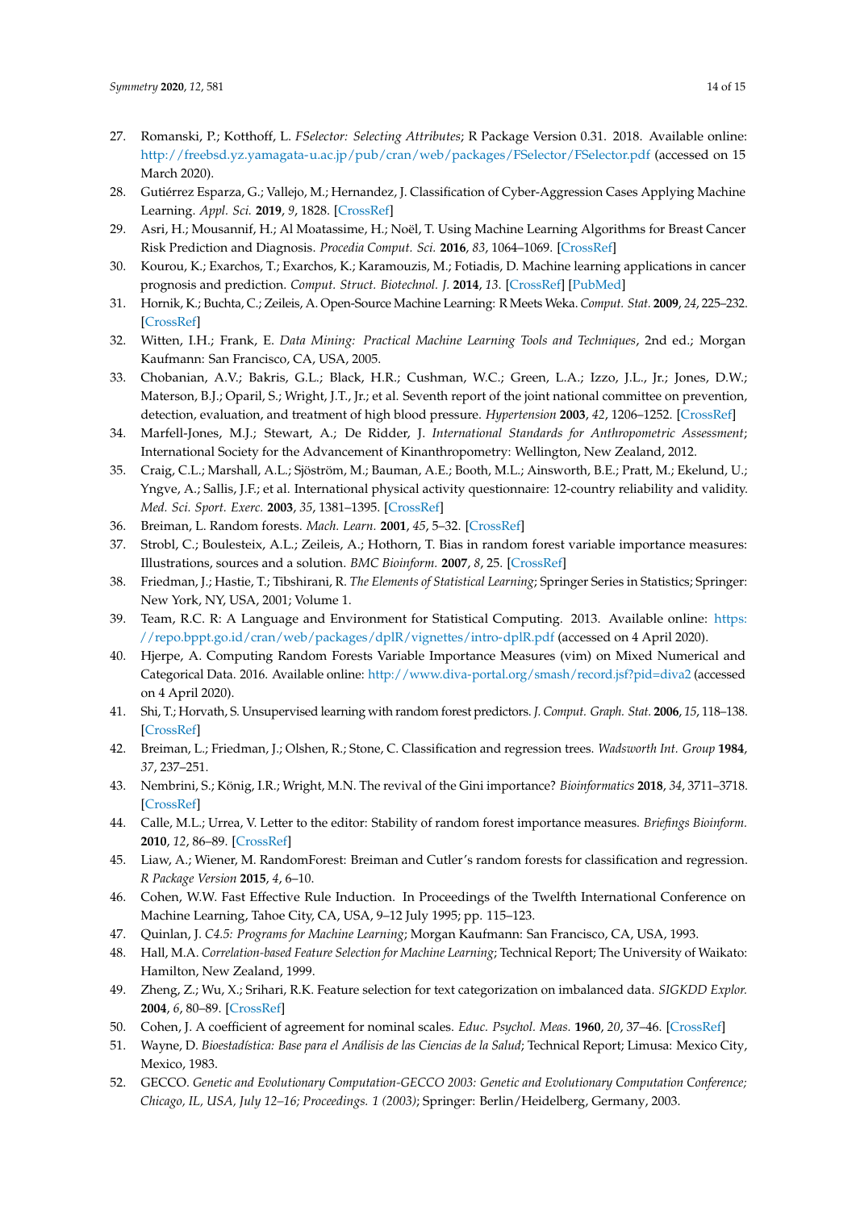27. Romanski, P.; Kotthoff, L. *FSelector: Selecting Attributes*; R Package Version 0.31. 2018. Available online: http://freebsd.yz.yamagata-u.ac.jp/pub/cran/web/packages/FSelector/FSelector.pdf (accessed on 15 March 2020).
28. Gutiérrez Esparza, G.; Vallejo, M.; Hernandez, J. Classification of Cyber-Aggression Cases Applying Machine Learning. *Appl. Sci.* **2019**, *9*, 1828. [CrossRef]
29. Asri, H.; Mousannif, H.; Al Moatassime, H.; Noël, T. Using Machine Learning Algorithms for Breast Cancer Risk Prediction and Diagnosis. *Procedia Comput. Sci.* **2016**, *83*, 1064–1069. [CrossRef]
30. Kourou, K.; Exarchos, T.; Exarchos, K.; Karamouzis, M.; Fotiadis, D. Machine learning applications in cancer prognosis and prediction. *Comput. Struct. Biotechnol. J.* **2014**, *13*. [CrossRef] [PubMed]
31. Hornik, K.; Buchta, C.; Zeileis, A. Open-Source Machine Learning: R Meets Weka. *Comput. Stat.* **2009**, *24*, 225–232. [CrossRef]
32. Witten, I.H.; Frank, E. *Data Mining: Practical Machine Learning Tools and Techniques*, 2nd ed.; Morgan Kaufmann: San Francisco, CA, USA, 2005.
33. Chobanian, A.V.; Bakris, G.L.; Black, H.R.; Cushman, W.C.; Green, L.A.; Izzo, J.L., Jr.; Jones, D.W.; Materson, B.J.; Oparil, S.; Wright, J.T., Jr.; et al. Seventh report of the joint national committee on prevention, detection, evaluation, and treatment of high blood pressure. *Hypertension* **2003**, *42*, 1206–1252. [CrossRef]
34. Marfell-Jones, M.J.; Stewart, A.; De Ridder, J. *International Standards for Anthropometric Assessment*; International Society for the Advancement of Kinanthropometry: Wellington, New Zealand, 2012.
35. Craig, C.L.; Marshall, A.L.; Sjöström, M.; Bauman, A.E.; Booth, M.L.; Ainsworth, B.E.; Pratt, M.; Ekelund, U.; Yngve, A.; Sallis, J.F.; et al. International physical activity questionnaire: 12-country reliability and validity. *Med. Sci. Sport. Exerc.* **2003**, *35*, 1381–1395. [CrossRef]
36. Breiman, L. Random forests. *Mach. Learn.* **2001**, *45*, 5–32. [CrossRef]
37. Strobl, C.; Boulesteix, A.L.; Zeileis, A.; Hothorn, T. Bias in random forest variable importance measures: Illustrations, sources and a solution. *BMC Bioinform.* **2007**, *8*, 25. [CrossRef]
38. Friedman, J.; Hastie, T.; Tibshirani, R. *The Elements of Statistical Learning*; Springer Series in Statistics; Springer: New York, NY, USA, 2001; Volume 1.
39. Team, R.C. R: A Language and Environment for Statistical Computing. 2013. Available online: https://repo.bppt.go.id/cran/web/packages/dplR/vignettes/intro-dplR.pdf (accessed on 4 April 2020).
40. Hjerpe, A. Computing Random Forests Variable Importance Measures (vim) on Mixed Numerical and Categorical Data. 2016. Available online: http://www.diva-portal.org/smash/record.jsf?pid=diva2 (accessed on 4 April 2020).
41. Shi, T.; Horvath, S. Unsupervised learning with random forest predictors. *J. Comput. Graph. Stat.* **2006**, *15*, 118–138. [CrossRef]
42. Breiman, L.; Friedman, J.; Olshen, R.; Stone, C. Classification and regression trees. *Wadsworth Int. Group* **1984**, *37*, 237–251.
43. Nembrini, S.; König, I.R.; Wright, M.N. The revival of the Gini importance? *Bioinformatics* **2018**, *34*, 3711–3718. [CrossRef]
44. Calle, M.L.; Urrea, V. Letter to the editor: Stability of random forest importance measures. *Briefings Bioinform.* **2010**, *12*, 86–89. [CrossRef]
45. Liaw, A.; Wiener, M. RandomForest: Breiman and Cutler's random forests for classification and regression. *R Package Version* **2015**, *4*, 6–10.
46. Cohen, W.W. Fast Effective Rule Induction. In Proceedings of the Twelfth International Conference on Machine Learning, Tahoe City, CA, USA, 9–12 July 1995; pp. 115–123.
47. Quinlan, J. *C4.5: Programs for Machine Learning*; Morgan Kaufmann: San Francisco, CA, USA, 1993.
48. Hall, M.A. *Correlation-based Feature Selection for Machine Learning*; Technical Report; The University of Waikato: Hamilton, New Zealand, 1999.
49. Zheng, Z.; Wu, X.; Srihari, R.K. Feature selection for text categorization on imbalanced data. *SIGKDD Explor.* **2004**, *6*, 80–89. [CrossRef]
50. Cohen, J. A coefficient of agreement for nominal scales. *Educ. Psychol. Meas.* **1960**, *20*, 37–46. [CrossRef]
51. Wayne, D. *Bioestadística: Base para el Análisis de las Ciencias de la Salud*; Technical Report; Limusa: Mexico City, Mexico, 1983.
52. GECCO. *Genetic and Evolutionary Computation-GECCO 2003: Genetic and Evolutionary Computation Conference; Chicago, IL, USA, July 12–16; Proceedings. 1 (2003)*; Springer: Berlin/Heidelberg, Germany, 2003.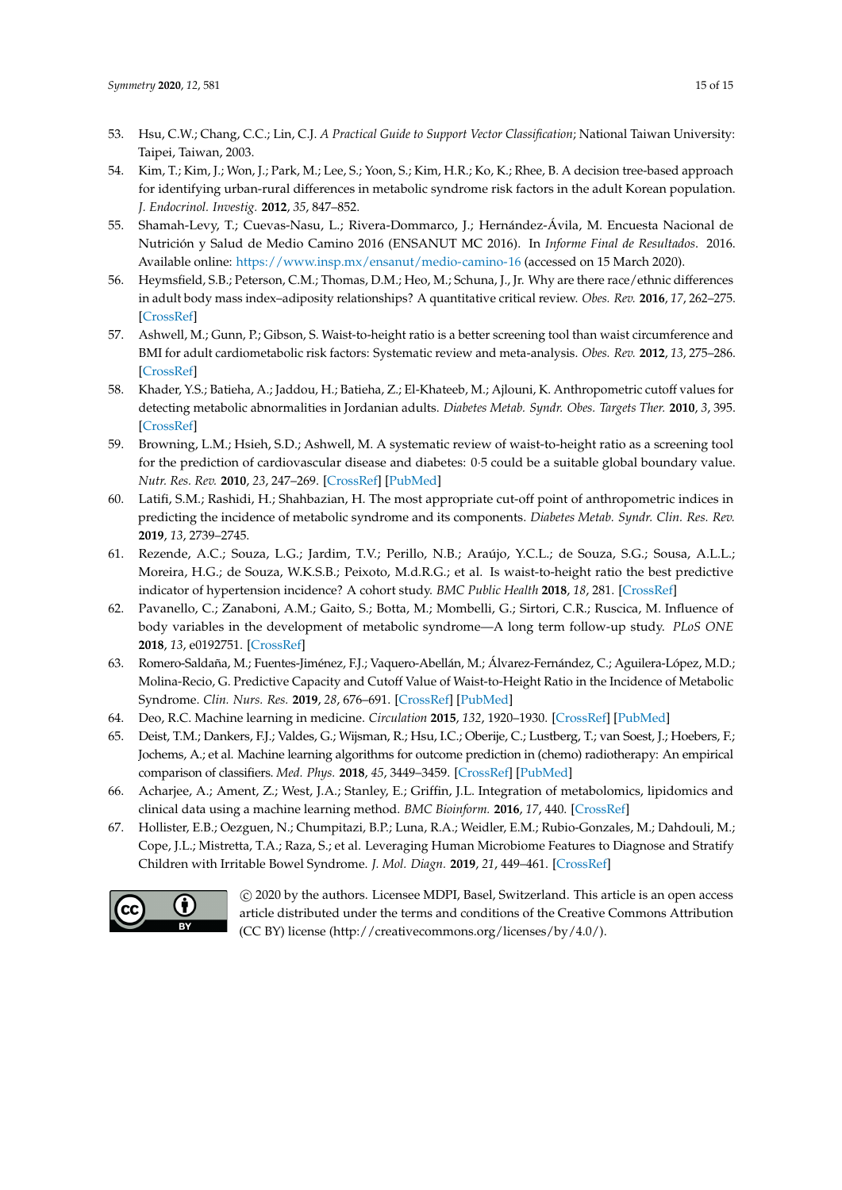53. Hsu, C.W.; Chang, C.C.; Lin, C.J. *A Practical Guide to Support Vector Classification*; National Taiwan University: Taipei, Taiwan, 2003.
54. Kim, T.; Kim, J.; Won, J.; Park, M.; Lee, S.; Yoon, S.; Kim, H.R.; Ko, K.; Rhee, B. A decision tree-based approach for identifying urban-rural differences in metabolic syndrome risk factors in the adult Korean population. *J. Endocrinol. Investig.* **2012**, *35*, 847–852.
55. Shamah-Levy, T.; Cuevas-Nasu, L.; Rivera-Dommarco, J.; Hernández-Ávila, M. Encuesta Nacional de Nutrición y Salud de Medio Camino 2016 (ENSANUT MC 2016). In *Informe Final de Resultados*. 2016. Available online: https://www.insp.mx/ensanut/medio-camino-16 (accessed on 15 March 2020).
56. Heymsfield, S.B.; Peterson, C.M.; Thomas, D.M.; Heo, M.; Schuna, J., Jr. Why are there race/ethnic differences in adult body mass index–adiposity relationships? A quantitative critical review. *Obes. Rev.* **2016**, *17*, 262–275. [CrossRef]
57. Ashwell, M.; Gunn, P.; Gibson, S. Waist-to-height ratio is a better screening tool than waist circumference and BMI for adult cardiometabolic risk factors: Systematic review and meta-analysis. *Obes. Rev.* **2012**, *13*, 275–286. [CrossRef]
58. Khader, Y.S.; Batieha, A.; Jaddou, H.; Batieha, Z.; El-Khateeb, M.; Ajlouni, K. Anthropometric cutoff values for detecting metabolic abnormalities in Jordanian adults. *Diabetes Metab. Syndr. Obes. Targets Ther.* **2010**, *3*, 395. [CrossRef]
59. Browning, L.M.; Hsieh, S.D.; Ashwell, M. A systematic review of waist-to-height ratio as a screening tool for the prediction of cardiovascular disease and diabetes: 0·5 could be a suitable global boundary value. *Nutr. Res. Rev.* **2010**, *23*, 247–269. [CrossRef] [PubMed]
60. Latifi, S.M.; Rashidi, H.; Shahbazian, H. The most appropriate cut-off point of anthropometric indices in predicting the incidence of metabolic syndrome and its components. *Diabetes Metab. Syndr. Clin. Res. Rev.* **2019**, *13*, 2739–2745.
61. Rezende, A.C.; Souza, L.G.; Jardim, T.V.; Perillo, N.B.; Araújo, Y.C.L.; de Souza, S.G.; Sousa, A.L.L.; Moreira, H.G.; de Souza, W.K.S.B.; Peixoto, M.d.R.G.; et al. Is waist-to-height ratio the best predictive indicator of hypertension incidence? A cohort study. *BMC Public Health* **2018**, *18*, 281. [CrossRef]
62. Pavanello, C.; Zanaboni, A.M.; Gaito, S.; Botta, M.; Mombelli, G.; Sirtori, C.R.; Ruscica, M. Influence of body variables in the development of metabolic syndrome—A long term follow-up study. *PLoS ONE* **2018**, *13*, e0192751. [CrossRef]
63. Romero-Saldaña, M.; Fuentes-Jiménez, F.J.; Vaquero-Abellán, M.; Álvarez-Fernández, C.; Aguilera-López, M.D.; Molina-Recio, G. Predictive Capacity and Cutoff Value of Waist-to-Height Ratio in the Incidence of Metabolic Syndrome. *Clin. Nurs. Res.* **2019**, *28*, 676–691. [CrossRef] [PubMed]
64. Deo, R.C. Machine learning in medicine. *Circulation* **2015**, *132*, 1920–1930. [CrossRef] [PubMed]
65. Deist, T.M.; Dankers, F.J.; Valdes, G.; Wijsman, R.; Hsu, I.C.; Oberije, C.; Lustberg, T.; van Soest, J.; Hoebers, F.; Jochems, A.; et al. Machine learning algorithms for outcome prediction in (chemo) radiotherapy: An empirical comparison of classifiers. *Med. Phys.* **2018**, *45*, 3449–3459. [CrossRef] [PubMed]
66. Acharjee, A.; Ament, Z.; West, J.A.; Stanley, E.; Griffin, J.L. Integration of metabolomics, lipidomics and clinical data using a machine learning method. *BMC Bioinform.* **2016**, *17*, 440. [CrossRef]
67. Hollister, E.B.; Oezguen, N.; Chumpitazi, B.P.; Luna, R.A.; Weidler, E.M.; Rubio-Gonzales, M.; Dahdouli, M.; Cope, J.L.; Mistretta, T.A.; Raza, S.; et al. Leveraging Human Microbiome Features to Diagnose and Stratify Children with Irritable Bowel Syndrome. *J. Mol. Diagn.* **2019**, *21*, 449–461. [CrossRef]

© 2020 by the authors. Licensee MDPI, Basel, Switzerland. This article is an open access article distributed under the terms and conditions of the Creative Commons Attribution (CC BY) license (http://creativecommons.org/licenses/by/4.0/).